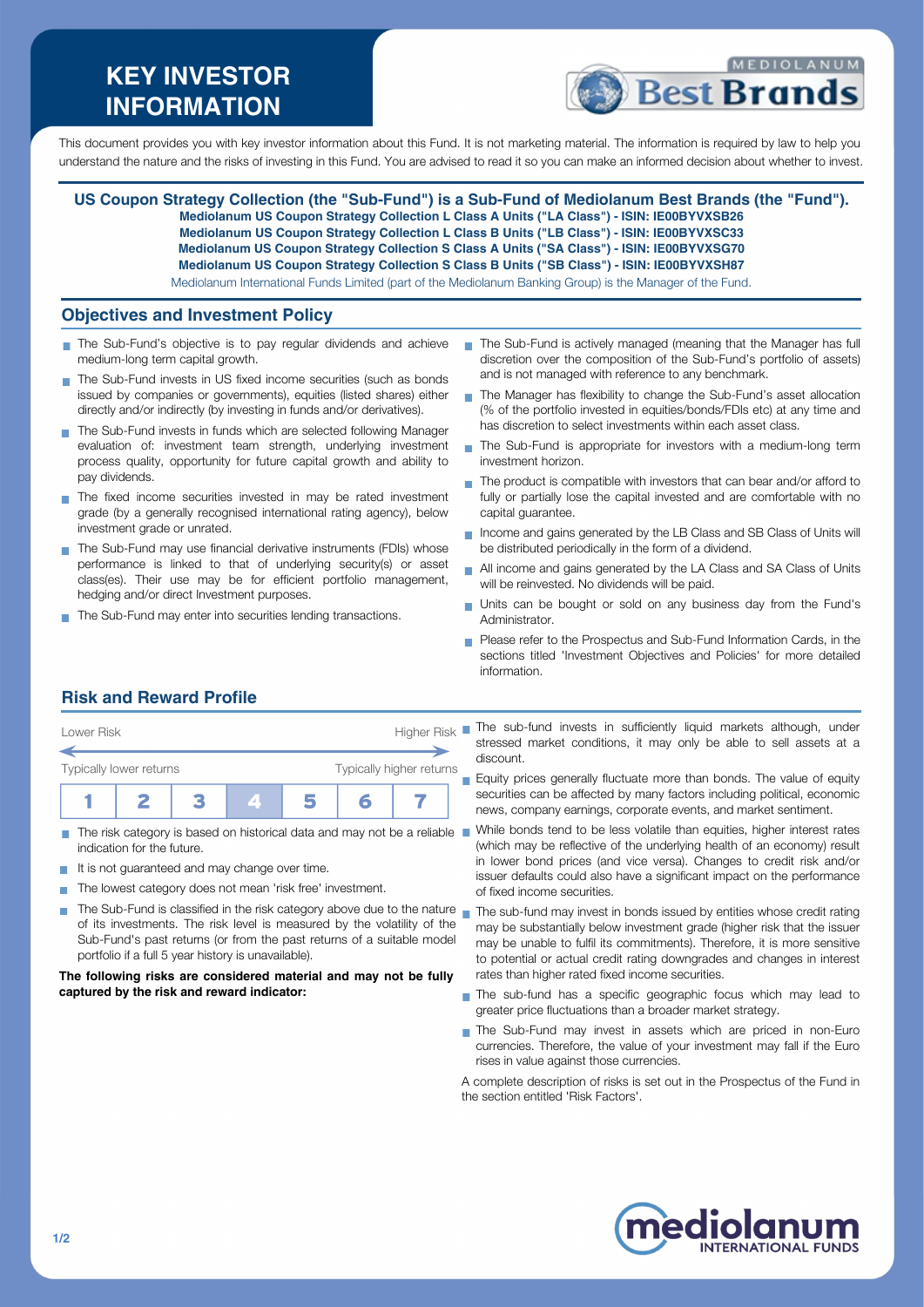# KEY INVESTOR INFORMATION

This document provides you with key investor information about this Fund. It is not marketing material. The information is required by law to help you understand the nature and the risks of investing in this Fund. You are advised to read it so you can make an informed decision about whether to invest.

**US Coupon Strategy Collection (the "Sub-Fund") is a Sub-Fund of Mediolanum Best Brands (the "Fund").**
**Mediolanum US Coupon Strategy Collection L Class A Units ("LA Class") - ISIN: IE00BYVXSB26**
**Mediolanum US Coupon Strategy Collection L Class B Units ("LB Class") - ISIN: IE00BYVXSC33**
**Mediolanum US Coupon Strategy Collection S Class A Units ("SA Class") - ISIN: IE00BYVXSG70**
**Mediolanum US Coupon Strategy Collection S Class B Units ("SB Class") - ISIN: IE00BYVXSH87**
Mediolanum International Funds Limited (part of the Mediolanum Banking Group) is the Manager of the Fund.

## Objectives and Investment Policy

- The Sub-Fund's objective is to pay regular dividends and achieve medium-long term capital growth.
- The Sub-Fund invests in US fixed income securities (such as bonds issued by companies or governments), equities (listed shares) either directly and/or indirectly (by investing in funds and/or derivatives).
- The Sub-Fund invests in funds which are selected following Manager evaluation of: investment team strength, underlying investment process quality, opportunity for future capital growth and ability to pay dividends.
- The fixed income securities invested in may be rated investment grade (by a generally recognised international rating agency), below investment grade or unrated.
- The Sub-Fund may use financial derivative instruments (FDIs) whose performance is linked to that of underlying security(s) or asset class(es). Their use may be for efficient portfolio management, hedging and/or direct Investment purposes.
- The Sub-Fund may enter into securities lending transactions.
- The Sub-Fund is actively managed (meaning that the Manager has full discretion over the composition of the Sub-Fund's portfolio of assets) and is not managed with reference to any benchmark.
- The Manager has flexibility to change the Sub-Fund's asset allocation (% of the portfolio invested in equities/bonds/FDIs etc) at any time and has discretion to select investments within each asset class.
- The Sub-Fund is appropriate for investors with a medium-long term investment horizon.
- The product is compatible with investors that can bear and/or afford to fully or partially lose the capital invested and are comfortable with no capital guarantee.
- Income and gains generated by the LB Class and SB Class of Units will be distributed periodically in the form of a dividend.
- All income and gains generated by the LA Class and SA Class of Units will be reinvested. No dividends will be paid.
- Units can be bought or sold on any business day from the Fund's Administrator.
- Please refer to the Prospectus and Sub-Fund Information Cards, in the sections titled 'Investment Objectives and Policies' for more detailed information.

## Risk and Reward Profile

Lower Risk — Higher Risk

Typically lower returns — Typically higher returns

| 1 | 2 | 3 | **4** | 5 | 6 | 7 |
|---|---|---|---|---|---|---|

- The risk category is based on historical data and may not be a reliable indication for the future.
- It is not guaranteed and may change over time.
- The lowest category does not mean 'risk free' investment.
- The Sub-Fund is classified in the risk category above due to the nature of its investments. The risk level is measured by the volatility of the Sub-Fund's past returns (or from the past returns of a suitable model portfolio if a full 5 year history is unavailable).

**The following risks are considered material and may not be fully captured by the risk and reward indicator:**

- The sub-fund invests in sufficiently liquid markets although, under stressed market conditions, it may only be able to sell assets at a discount.
- Equity prices generally fluctuate more than bonds. The value of equity securities can be affected by many factors including political, economic news, company earnings, corporate events, and market sentiment.
- While bonds tend to be less volatile than equities, higher interest rates (which may be reflective of the underlying health of an economy) result in lower bond prices (and vice versa). Changes to credit risk and/or issuer defaults could also have a significant impact on the performance of fixed income securities.
- The sub-fund may invest in bonds issued by entities whose credit rating may be substantially below investment grade (higher risk that the issuer may be unable to fulfil its commitments). Therefore, it is more sensitive to potential or actual credit rating downgrades and changes in interest rates than higher rated fixed income securities.
- The sub-fund has a specific geographic focus which may lead to greater price fluctuations than a broader market strategy.
- The Sub-Fund may invest in assets which are priced in non-Euro currencies. Therefore, the value of your investment may fall if the Euro rises in value against those currencies.

A complete description of risks is set out in the Prospectus of the Fund in the section entitled 'Risk Factors'.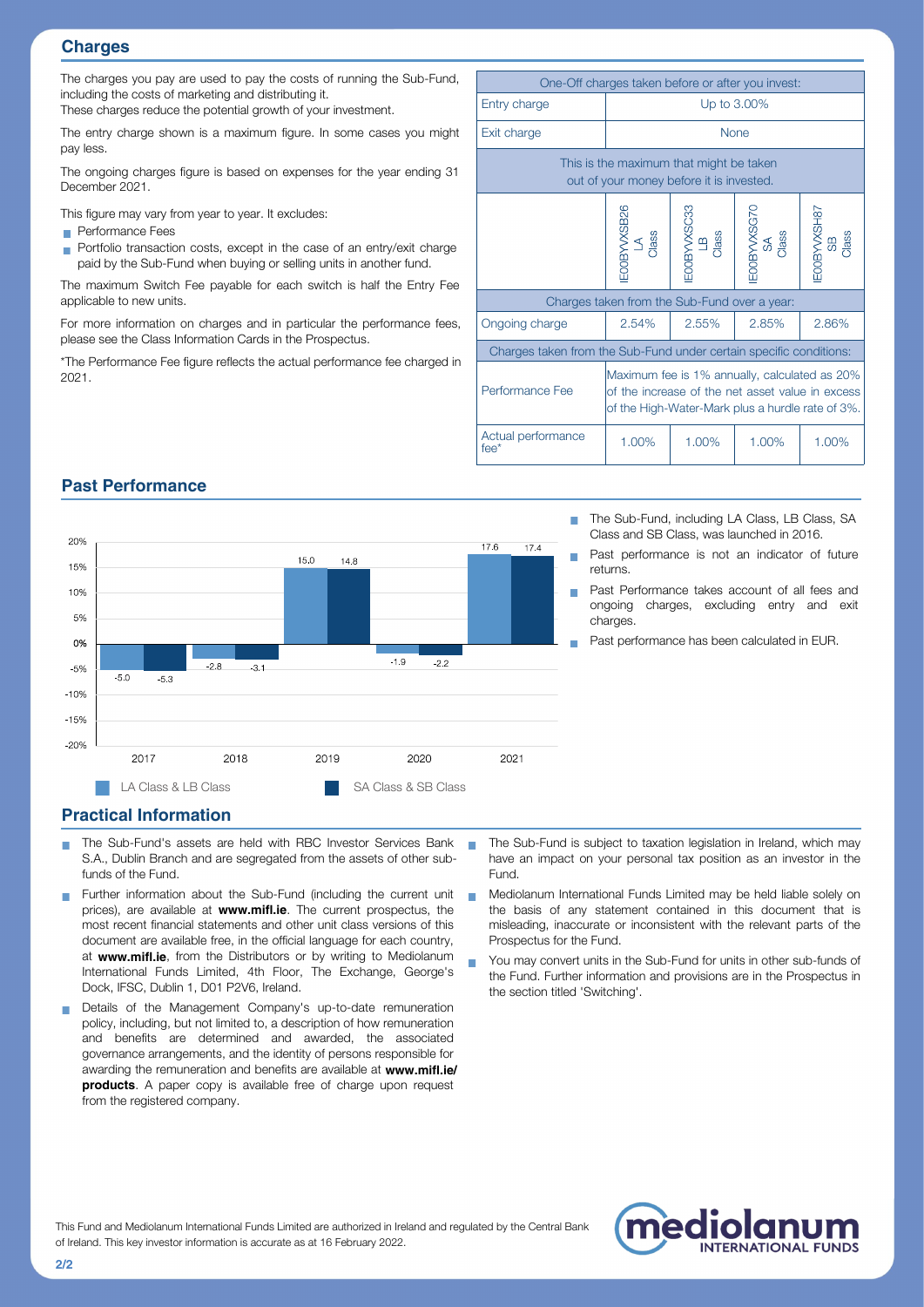## Charges

The charges you pay are used to pay the costs of running the Sub-Fund, including the costs of marketing and distributing it.
These charges reduce the potential growth of your investment.

The entry charge shown is a maximum figure. In some cases you might pay less.

The ongoing charges figure is based on expenses for the year ending 31 December 2021.

This figure may vary from year to year. It excludes:

- Performance Fees
- Portfolio transaction costs, except in the case of an entry/exit charge paid by the Sub-Fund when buying or selling units in another fund.

The maximum Switch Fee payable for each switch is half the Entry Fee applicable to new units.

For more information on charges and in particular the performance fees, please see the Class Information Cards in the Prospectus.

*The Performance Fee figure reflects the actual performance fee charged in 2021.

| One-Off charges taken before or after you invest: | | | | |
|---|---|---|---|---|
| Entry charge | Up to 3.00% | | | |
| Exit charge | None | | | |
| This is the maximum that might be taken out of your money before it is invested. | | | | |
| | IE00BYVXSB26 LA Class | IE00BYVXSC33 LB Class | IE00BYVXSG70 SA Class | IE00BYVXSH87 SB Class |
| Charges taken from the Sub-Fund over a year: | | | | |
| Ongoing charge | 2.54% | 2.55% | 2.85% | 2.86% |
| Charges taken from the Sub-Fund under certain specific conditions: | | | | |
| Performance Fee | Maximum fee is 1% annually, calculated as 20% of the increase of the net asset value in excess of the High-Water-Mark plus a hurdle rate of 3%. | | | |
| Actual performance fee* | 1.00% | 1.00% | 1.00% | 1.00% |

## Past Performance

20%
15%
10%
5%
0%
-5%
-10%
-15%
-20%

2017: -5.0, -5.3
2018: -2.8, -3.1
2019: 15.0, 14.8
2020: -1.9, -2.2
2021: 17.6, 17.4

LA Class & LB Class
SA Class & SB Class

- The Sub-Fund, including LA Class, LB Class, SA Class and SB Class, was launched in 2016.
- Past performance is not an indicator of future returns.
- Past Performance takes account of all fees and ongoing charges, excluding entry and exit charges.
- Past performance has been calculated in EUR.

## Practical Information

- The Sub-Fund's assets are held with RBC Investor Services Bank S.A., Dublin Branch and are segregated from the assets of other sub-funds of the Fund.
- Further information about the Sub-Fund (including the current unit prices), are available at **www.mifl.ie**. The current prospectus, the most recent financial statements and other unit class versions of this document are available free, in the official language for each country, at **www.mifl.ie**, from the Distributors or by writing to Mediolanum International Funds Limited, 4th Floor, The Exchange, George's Dock, IFSC, Dublin 1, D01 P2V6, Ireland.
- Details of the Management Company's up-to-date remuneration policy, including, but not limited to, a description of how remuneration and benefits are determined and awarded, the associated governance arrangements, and the identity of persons responsible for awarding the remuneration and benefits are available at **www.mifl.ie/products**. A paper copy is available free of charge upon request from the registered company.
- The Sub-Fund is subject to taxation legislation in Ireland, which may have an impact on your personal tax position as an investor in the Fund.
- Mediolanum International Funds Limited may be held liable solely on the basis of any statement contained in this document that is misleading, inaccurate or inconsistent with the relevant parts of the Prospectus for the Fund.
- You may convert units in the Sub-Fund for units in other sub-funds of the Fund. Further information and provisions are in the Prospectus in the section titled 'Switching'.

This Fund and Mediolanum International Funds Limited are authorized in Ireland and regulated by the Central Bank of Ireland. This key investor information is accurate as at 16 February 2022.